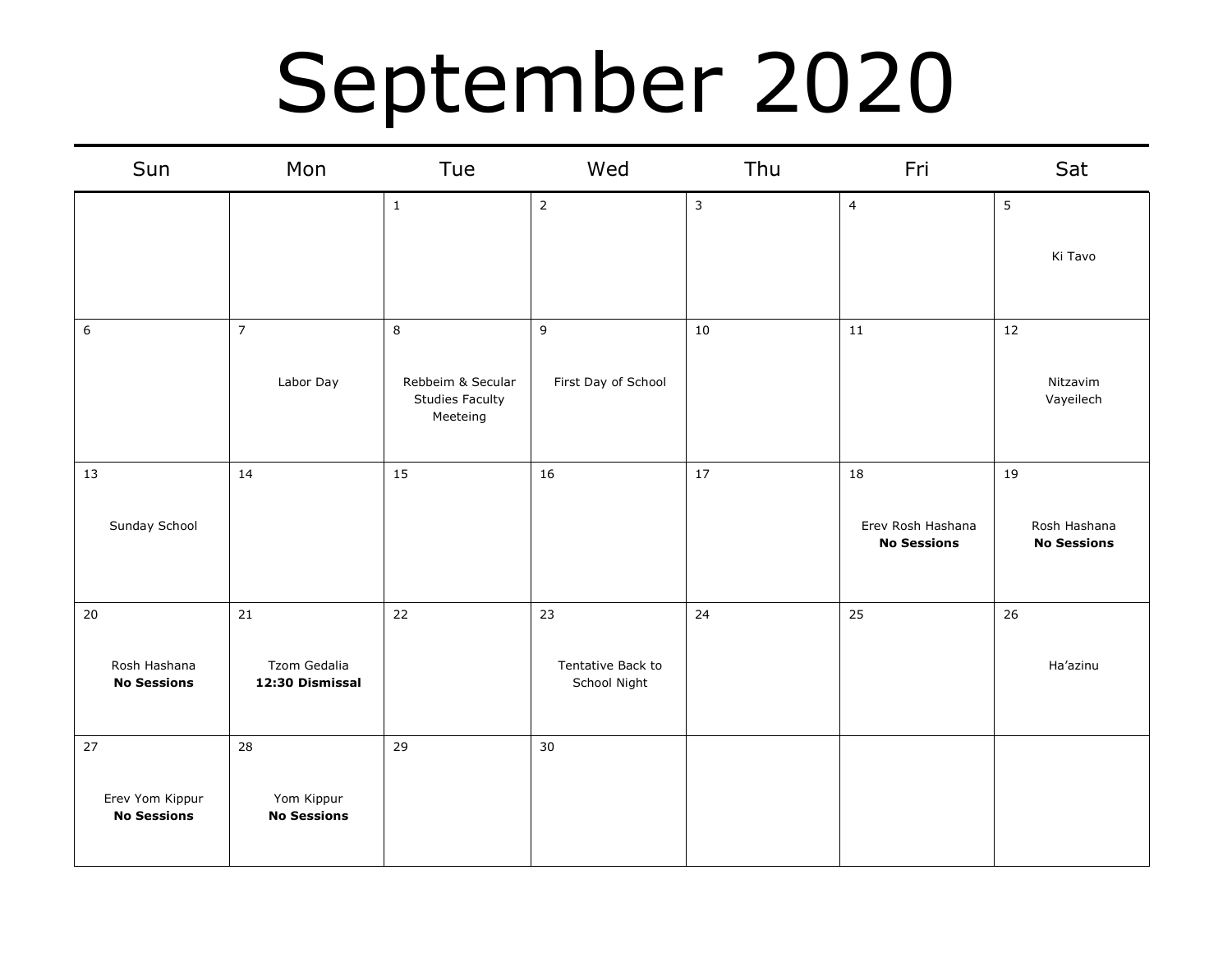# September 2020

| Sun | Mon | Tue | Wed | Thu | Fri | Sat |
|---|---|---|---|---|---|---|
| | | 1 | 2 | 3 | 4 | 5<br>Ki Tavo |
| 6 | 7<br>Labor Day | 8<br>Rebbeim & Secular Studies Faculty Meeteing | 9<br>First Day of School | 10 | 11 | 12<br>Nitzavim Vayeilech |
| 13<br>Sunday School | 14 | 15 | 16 | 17 | 18<br>Erev Rosh Hashana<br>**No Sessions** | 19<br>Rosh Hashana<br>**No Sessions** |
| 20<br>Rosh Hashana<br>**No Sessions** | 21<br>Tzom Gedalia<br>**12:30 Dismissal** | 22 | 23<br>Tentative Back to School Night | 24 | 25 | 26<br>Ha'azinu |
| 27<br>Erev Yom Kippur<br>**No Sessions** | 28<br>Yom Kippur<br>**No Sessions** | 29 | 30 | | | |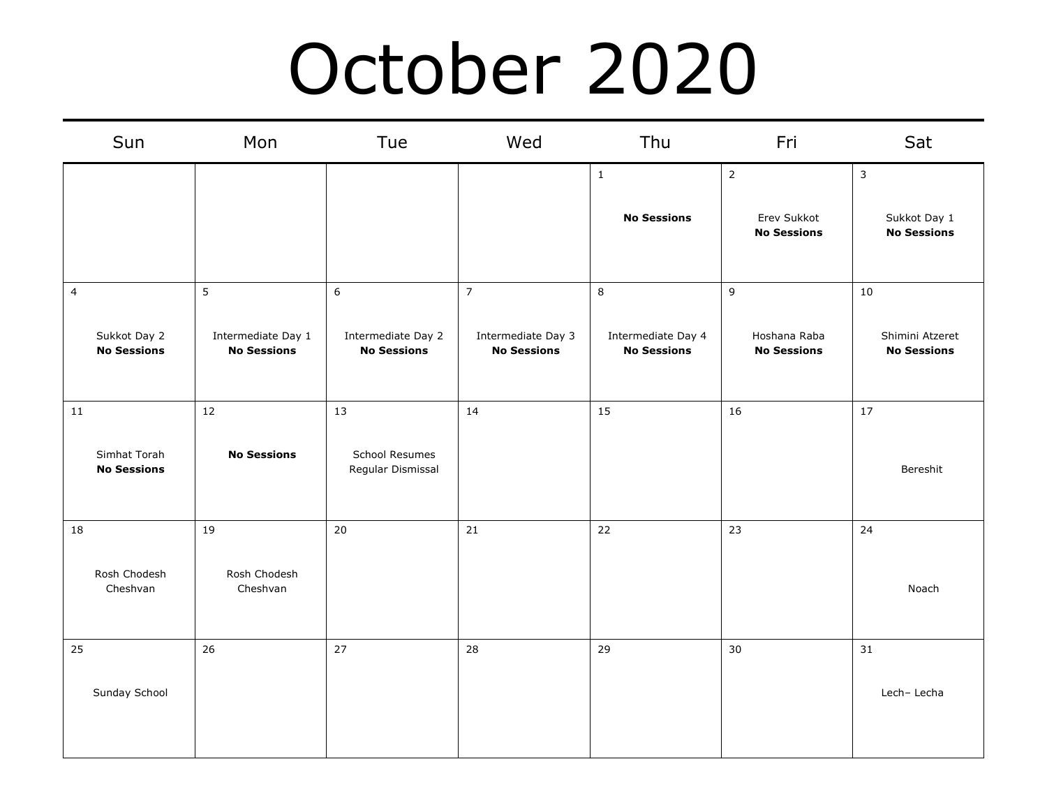# October 2020

| Sun | Mon | Tue | Wed | Thu | Fri | Sat |
|---|---|---|---|---|---|---|
| | | | | 1<br>**No Sessions** | 2<br>Erev Sukkot<br>**No Sessions** | 3<br>Sukkot Day 1<br>**No Sessions** |
| 4<br>Sukkot Day 2<br>**No Sessions** | 5<br>Intermediate Day 1<br>**No Sessions** | 6<br>Intermediate Day 2<br>**No Sessions** | 7<br>Intermediate Day 3<br>**No Sessions** | 8<br>Intermediate Day 4<br>**No Sessions** | 9<br>Hoshana Raba<br>**No Sessions** | 10<br>Shimini Atzeret<br>**No Sessions** |
| 11<br>Simhat Torah<br>**No Sessions** | 12<br>**No Sessions** | 13<br>School Resumes<br>Regular Dismissal | 14 | 15 | 16 | 17<br>Bereshit |
| 18<br>Rosh Chodesh<br>Cheshvan | 19<br>Rosh Chodesh<br>Cheshvan | 20 | 21 | 22 | 23 | 24<br>Noach |
| 25<br>Sunday School | 26 | 27 | 28 | 29 | 30 | 31<br>Lech– Lecha |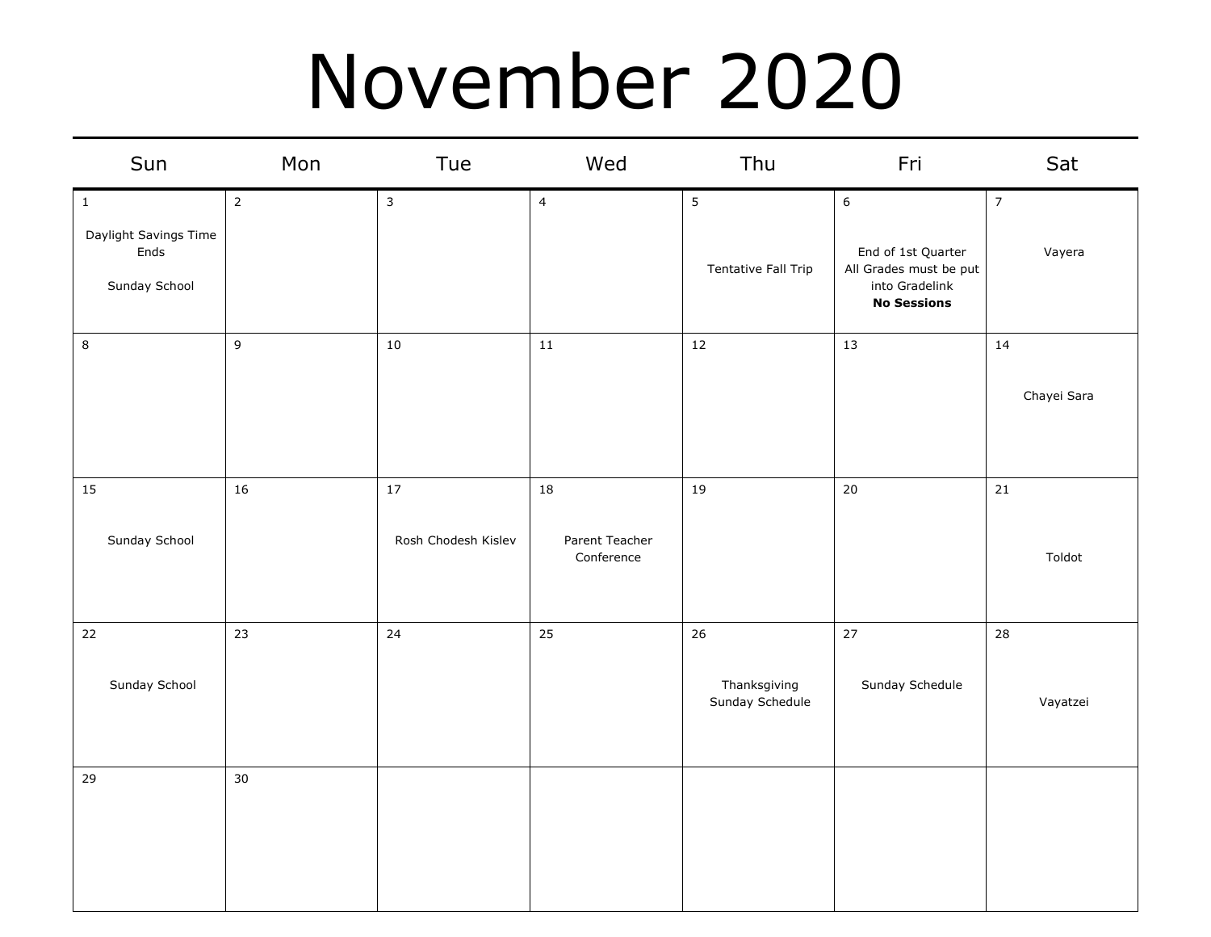# November 2020

| Sun | Mon | Tue | Wed | Thu | Fri | Sat |
|---|---|---|---|---|---|---|
| 1<br>Daylight Savings Time Ends<br>Sunday School | 2 | 3 | 4 | 5<br>Tentative Fall Trip | 6<br>End of 1st Quarter<br>All Grades must be put into Gradelink<br>**No Sessions** | 7<br>Vayera |
| 8 | 9 | 10 | 11 | 12 | 13 | 14<br>Chayei Sara |
| 15<br>Sunday School | 16 | 17<br>Rosh Chodesh Kislev | 18<br>Parent Teacher Conference | 19 | 20 | 21<br>Toldot |
| 22<br>Sunday School | 23 | 24 | 25 | 26<br>Thanksgiving<br>Sunday Schedule | 27<br>Sunday Schedule | 28<br>Vayatzei |
| 29 | 30 | | | | | |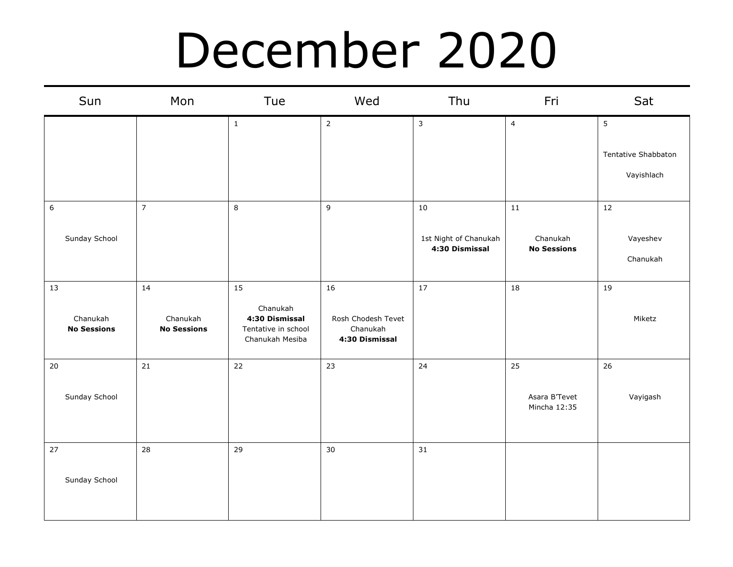# December 2020

| Sun | Mon | Tue | Wed | Thu | Fri | Sat |
|---|---|---|---|---|---|---|
| | | 1 | 2 | 3 | 4 | 5<br>Tentative Shabbaton<br>Vayishlach |
| 6<br>Sunday School | 7 | 8 | 9 | 10<br>1st Night of Chanukah<br>**4:30 Dismissal** | 11<br>Chanukah<br>**No Sessions** | 12<br>Vayeshev<br>Chanukah |
| 13<br>Chanukah<br>**No Sessions** | 14<br>Chanukah<br>**No Sessions** | 15<br>Chanukah<br>**4:30 Dismissal**<br>Tentative in school Chanukah Mesiba | 16<br>Rosh Chodesh Tevet<br>Chanukah<br>**4:30 Dismissal** | 17 | 18 | 19<br>Miketz |
| 20<br>Sunday School | 21 | 22 | 23 | 24 | 25<br>Asara B'Tevet<br>Mincha 12:35 | 26<br>Vayigash |
| 27<br>Sunday School | 28 | 29 | 30 | 31 | | |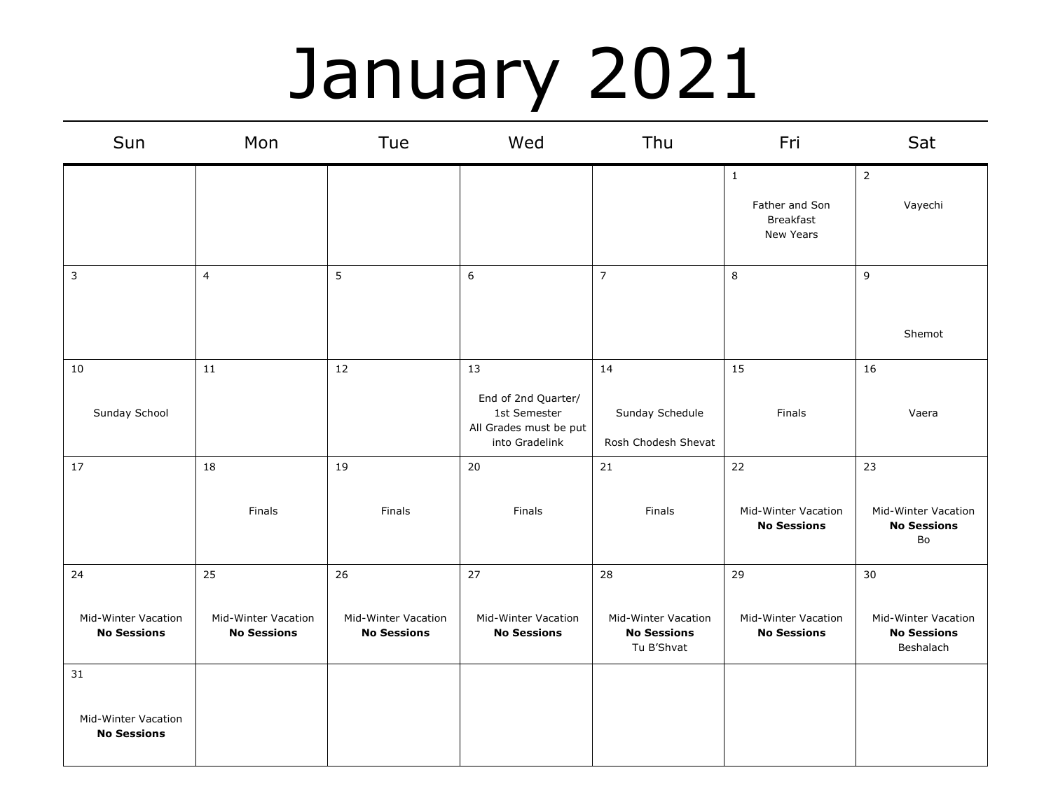# January 2021

| Sun | Mon | Tue | Wed | Thu | Fri | Sat |
|---|---|---|---|---|---|---|
| | | | | | 1<br>Father and Son Breakfast<br>New Years | 2<br>Vayechi |
| 3 | 4 | 5 | 6 | 7 | 8 | 9<br>Shemot |
| 10<br>Sunday School | 11 | 12 | 13<br>End of 2nd Quarter/ 1st Semester<br>All Grades must be put into Gradelink | 14<br>Sunday Schedule<br>Rosh Chodesh Shevat | 15<br>Finals | 16<br>Vaera |
| 17 | 18<br>Finals | 19<br>Finals | 20<br>Finals | 21<br>Finals | 22<br>Mid-Winter Vacation<br>**No Sessions** | 23<br>Mid-Winter Vacation<br>**No Sessions**<br>Bo |
| 24<br>Mid-Winter Vacation<br>**No Sessions** | 25<br>Mid-Winter Vacation<br>**No Sessions** | 26<br>Mid-Winter Vacation<br>**No Sessions** | 27<br>Mid-Winter Vacation<br>**No Sessions** | 28<br>Mid-Winter Vacation<br>**No Sessions**<br>Tu B'Shvat | 29<br>Mid-Winter Vacation<br>**No Sessions** | 30<br>Mid-Winter Vacation<br>**No Sessions**<br>Beshalach |
| 31<br>Mid-Winter Vacation<br>**No Sessions** | | | | | | |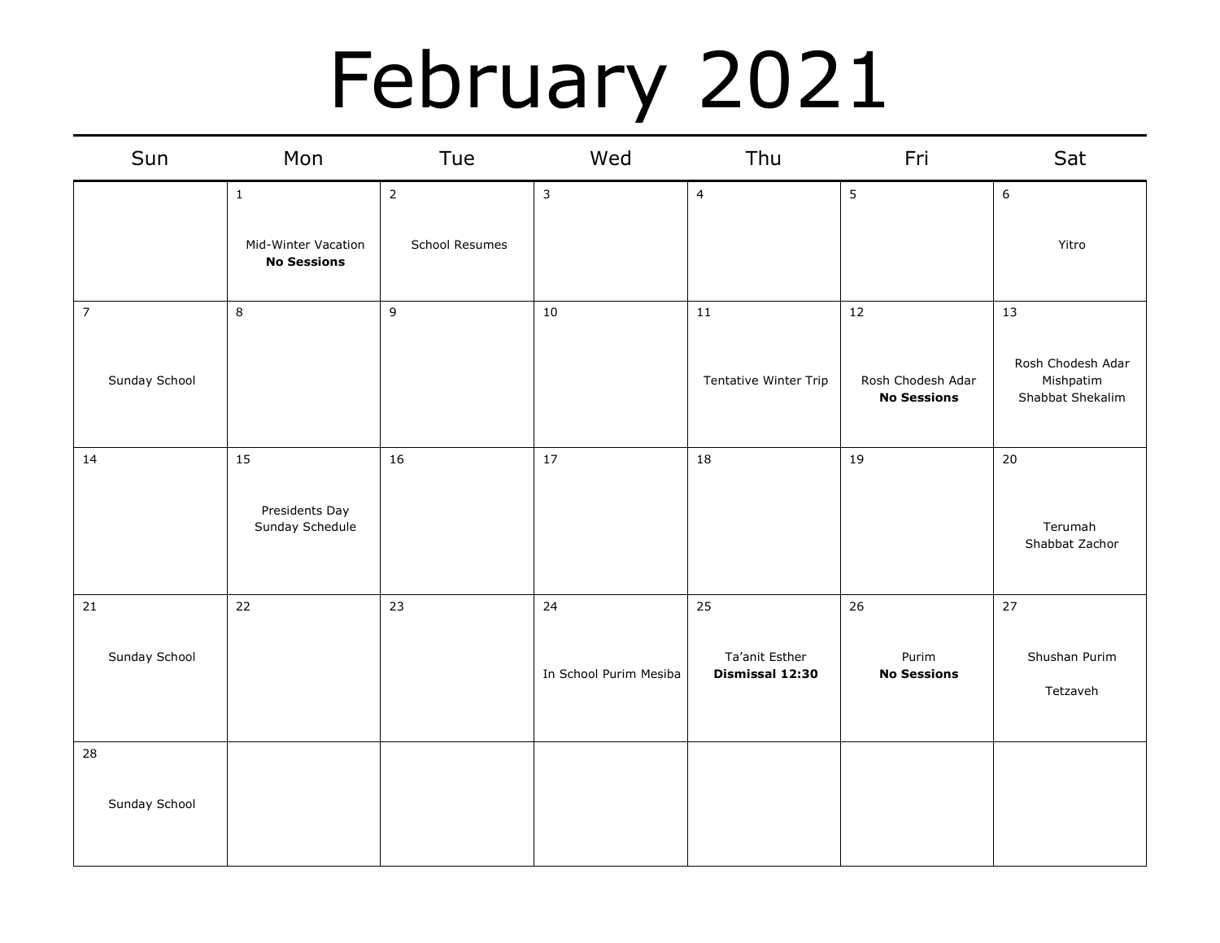# February 2021

| Sun | Mon | Tue | Wed | Thu | Fri | Sat |
|---|---|---|---|---|---|---|
| | 1<br>Mid-Winter Vacation<br>**No Sessions** | 2<br>School Resumes | 3 | 4 | 5 | 6<br>Yitro |
| 7<br>Sunday School | 8 | 9 | 10 | 11<br>Tentative Winter Trip | 12<br>Rosh Chodesh Adar<br>**No Sessions** | 13<br>Rosh Chodesh Adar<br>Mishpatim<br>Shabbat Shekalim |
| 14 | 15<br>Presidents Day<br>Sunday Schedule | 16 | 17 | 18 | 19 | 20<br>Terumah<br>Shabbat Zachor |
| 21<br>Sunday School | 22 | 23 | 24<br>In School Purim Mesiba | 25<br>Ta'anit Esther<br>**Dismissal 12:30** | 26<br>Purim<br>**No Sessions** | 27<br>Shushan Purim<br>Tetzaveh |
| 28<br>Sunday School | | | | | | |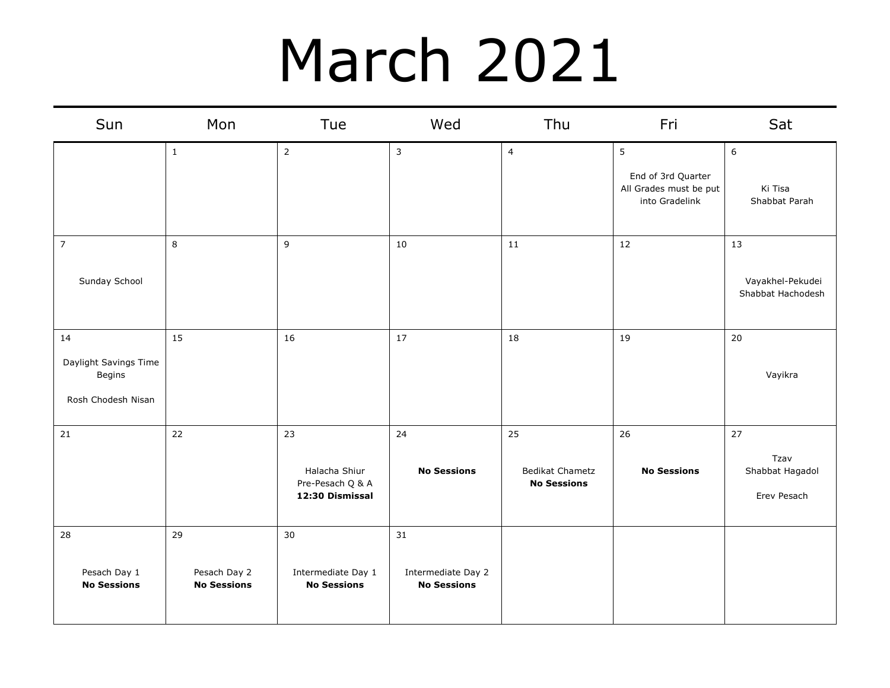# March 2021

| Sun | Mon | Tue | Wed | Thu | Fri | Sat |
|---|---|---|---|---|---|---|
| | 1 | 2 | 3 | 4 | 5<br>End of 3rd Quarter<br>All Grades must be put into Gradelink | 6<br>Ki Tisa<br>Shabbat Parah |
| 7<br>Sunday School | 8 | 9 | 10 | 11 | 12 | 13<br>Vayakhel-Pekudei<br>Shabbat Hachodesh |
| 14<br>Daylight Savings Time Begins<br>Rosh Chodesh Nisan | 15 | 16 | 17 | 18 | 19 | 20<br>Vayikra |
| 21 | 22 | 23<br>Halacha Shiur<br>Pre-Pesach Q & A<br>**12:30 Dismissal** | 24<br>**No Sessions** | 25<br>Bedikat Chametz<br>**No Sessions** | 26<br>**No Sessions** | 27<br>Tzav<br>Shabbat Hagadol<br>Erev Pesach |
| 28<br>Pesach Day 1<br>**No Sessions** | 29<br>Pesach Day 2<br>**No Sessions** | 30<br>Intermediate Day 1<br>**No Sessions** | 31<br>Intermediate Day 2<br>**No Sessions** | | | |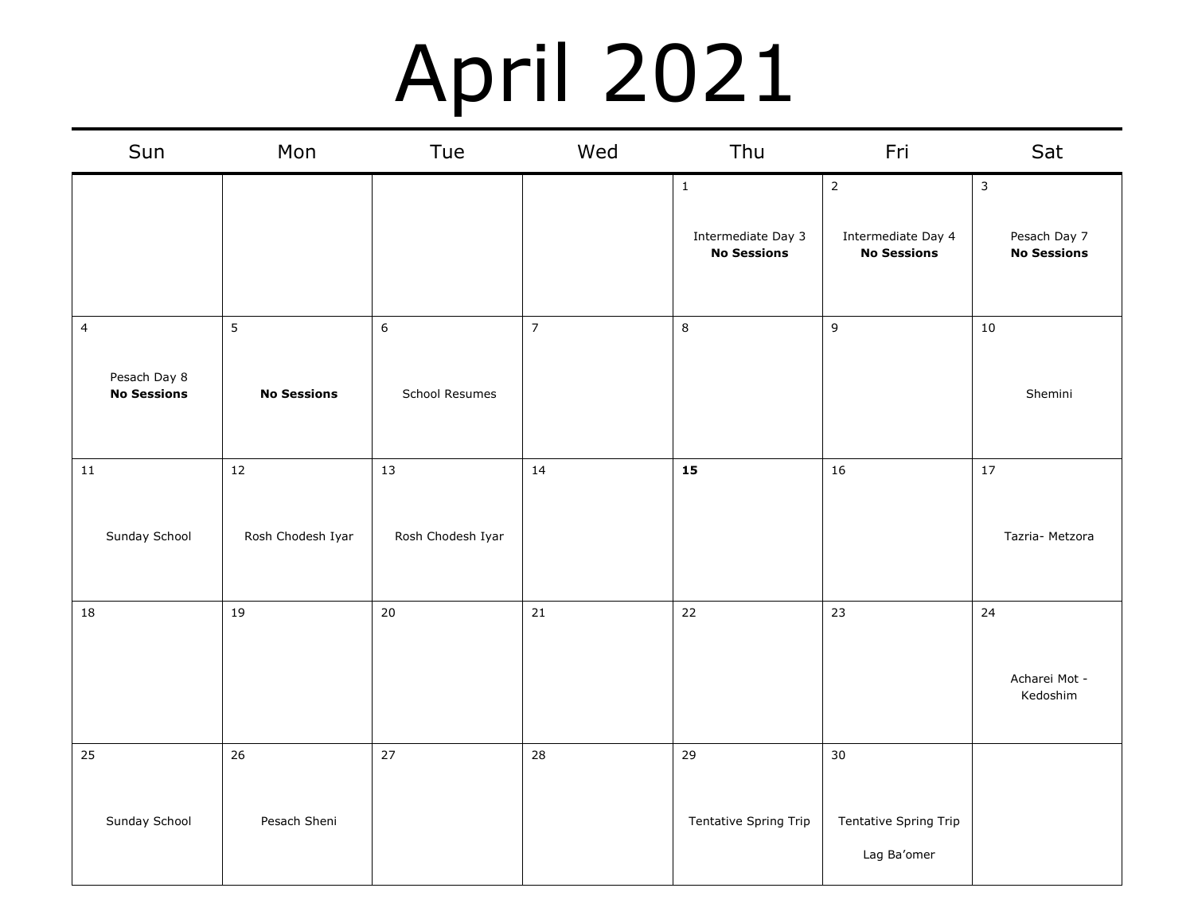# April 2021

| Sun | Mon | Tue | Wed | Thu | Fri | Sat |
|---|---|---|---|---|---|---|
| | | | | 1<br>Intermediate Day 3<br>**No Sessions** | 2<br>Intermediate Day 4<br>**No Sessions** | 3<br>Pesach Day 7<br>**No Sessions** |
| 4<br>Pesach Day 8<br>**No Sessions** | 5<br>**No Sessions** | 6<br>School Resumes | 7 | 8 | 9 | 10<br>Shemini |
| 11<br>Sunday School | 12<br>Rosh Chodesh Iyar | 13<br>Rosh Chodesh Iyar | 14 | **15** | 16 | 17<br>Tazria- Metzora |
| 18 | 19 | 20 | 21 | 22 | 23 | 24<br>Acharei Mot - Kedoshim |
| 25<br>Sunday School | 26<br>Pesach Sheni | 27 | 28 | 29<br>Tentative Spring Trip | 30<br>Tentative Spring Trip<br>Lag Ba'omer | |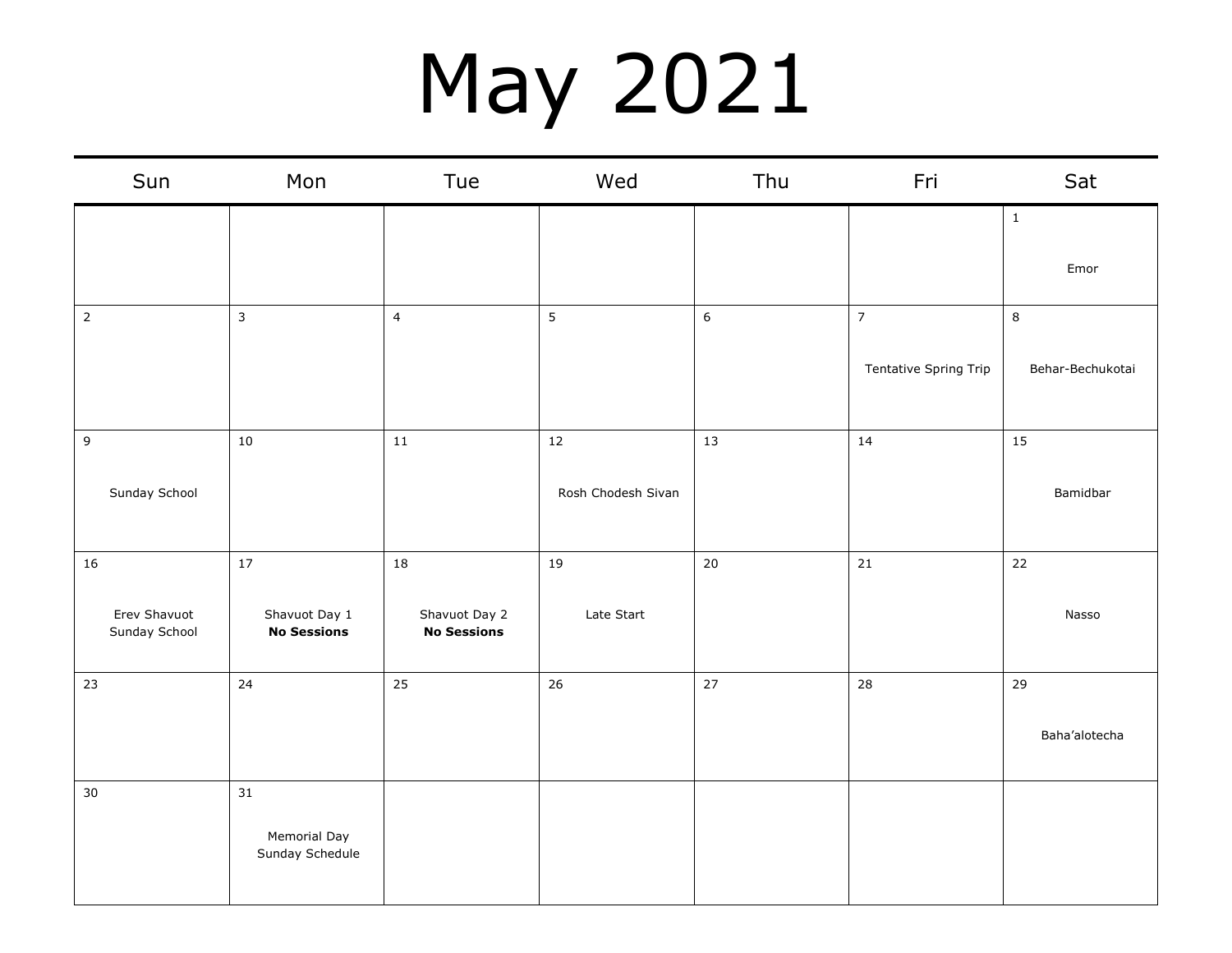# May 2021

| Sun | Mon | Tue | Wed | Thu | Fri | Sat |
| --- | --- | --- | --- | --- | --- | --- |
| | | | | | | 1<br>Emor |
| 2 | 3 | 4 | 5 | 6 | 7<br>Tentative Spring Trip | 8<br>Behar-Bechukotai |
| 9<br>Sunday School | 10 | 11 | 12<br>Rosh Chodesh Sivan | 13 | 14 | 15<br>Bamidbar |
| 16<br>Erev Shavuot<br>Sunday School | 17<br>Shavuot Day 1<br>**No Sessions** | 18<br>Shavuot Day 2<br>**No Sessions** | 19<br>Late Start | 20 | 21 | 22<br>Nasso |
| 23 | 24 | 25 | 26 | 27 | 28 | 29<br>Baha'alotecha |
| 30 | 31<br>Memorial Day<br>Sunday Schedule | | | | | |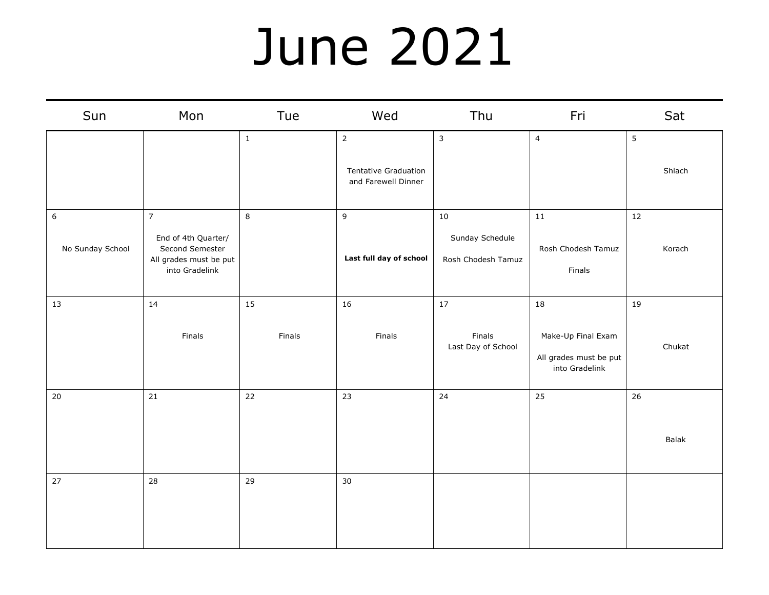# June 2021

| Sun | Mon | Tue | Wed | Thu | Fri | Sat |
|---|---|---|---|---|---|---|
| | | 1 | 2<br>Tentative Graduation and Farewell Dinner | 3 | 4 | 5<br>Shlach |
| 6<br>No Sunday School | 7<br>End of 4th Quarter/ Second Semester<br>All grades must be put into Gradelink | 8 | 9<br>**Last full day of school** | 10<br>Sunday Schedule<br>Rosh Chodesh Tamuz | 11<br>Rosh Chodesh Tamuz<br>Finals | 12<br>Korach |
| 13 | 14<br>Finals | 15<br>Finals | 16<br>Finals | 17<br>Finals<br>Last Day of School | 18<br>Make-Up Final Exam<br>All grades must be put into Gradelink | 19<br>Chukat |
| 20 | 21 | 22 | 23 | 24 | 25 | 26<br>Balak |
| 27 | 28 | 29 | 30 | | | |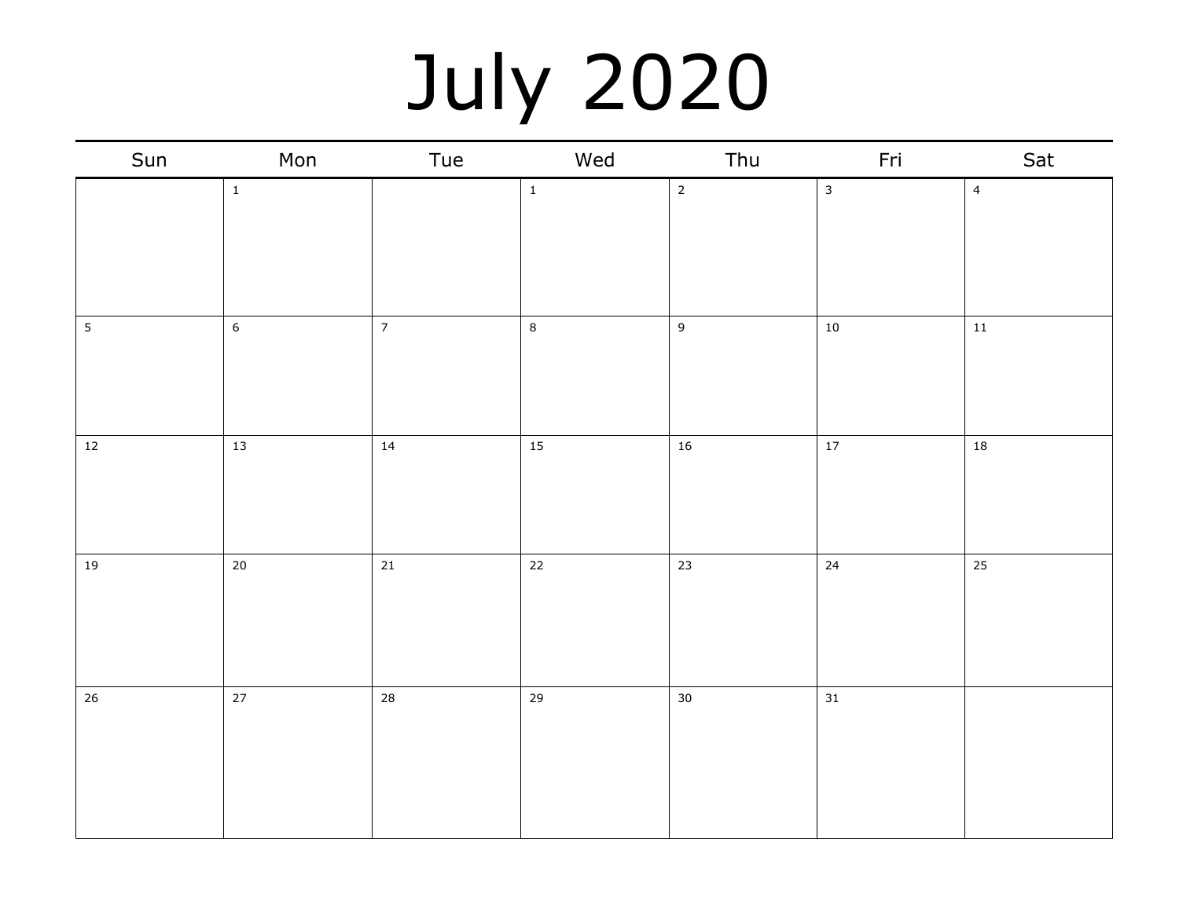# July 2020

| Sun | Mon | Tue | Wed | Thu | Fri | Sat |
| --- | --- | --- | --- | --- | --- | --- |
| | 1 | | 1 | 2 | 3 | 4 |
| 5 | 6 | 7 | 8 | 9 | 10 | 11 |
| 12 | 13 | 14 | 15 | 16 | 17 | 18 |
| 19 | 20 | 21 | 22 | 23 | 24 | 25 |
| 26 | 27 | 28 | 29 | 30 | 31 | |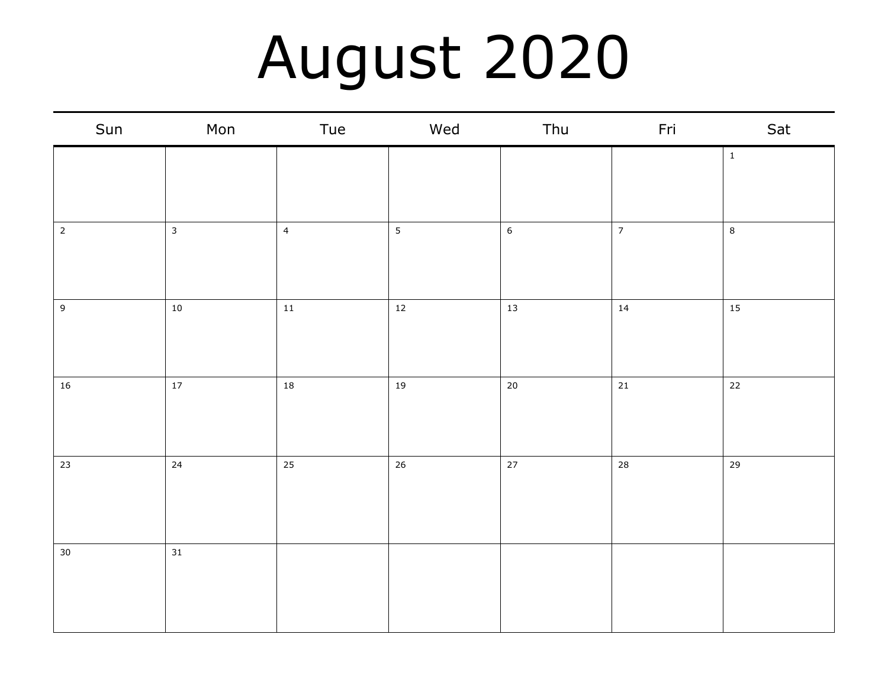# August 2020

| Sun | Mon | Tue | Wed | Thu | Fri | Sat |
|---|---|---|---|---|---|---|
| | | | | | | 1 |
| 2 | 3 | 4 | 5 | 6 | 7 | 8 |
| 9 | 10 | 11 | 12 | 13 | 14 | 15 |
| 16 | 17 | 18 | 19 | 20 | 21 | 22 |
| 23 | 24 | 25 | 26 | 27 | 28 | 29 |
| 30 | 31 | | | | | |